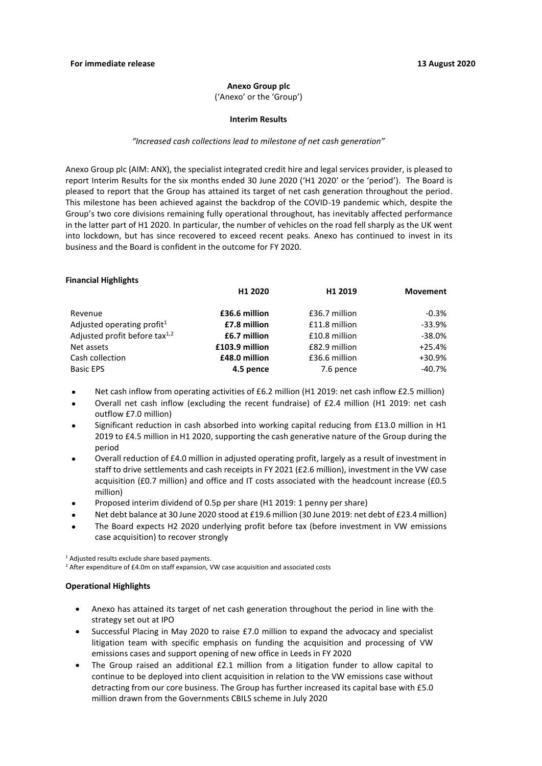**For immediate release** **13 August 2020**

**Anexo Group plc**

('Anexo' or the 'Group')

**Interim Results**

*"Increased cash collections lead to milestone of net cash generation"*

Anexo Group plc (AIM: ANX), the specialist integrated credit hire and legal services provider, is pleased to report Interim Results for the six months ended 30 June 2020 ('H1 2020' or the 'period'). The Board is pleased to report that the Group has attained its target of net cash generation throughout the period. This milestone has been achieved against the backdrop of the COVID-19 pandemic which, despite the Group's two core divisions remaining fully operational throughout, has inevitably affected performance in the latter part of H1 2020. In particular, the number of vehicles on the road fell sharply as the UK went into lockdown, but has since recovered to exceed recent peaks. Anexo has continued to invest in its business and the Board is confident in the outcome for FY 2020.

**Financial Highlights**

| | H1 2020 | H1 2019 | Movement |
|---|---|---|---|
| Revenue | **£36.6 million** | £36.7 million | -0.3% |
| Adjusted operating profit[1] | **£7.8 million** | £11.8 million | -33.9% |
| Adjusted profit before tax[1,2] | **£6.7 million** | £10.8 million | -38.0% |
| Net assets | **£103.9 million** | £82.9 million | +25.4% |
| Cash collection | **£48.0 million** | £36.6 million | +30.9% |
| Basic EPS | **4.5 pence** | 7.6 pence | -40.7% |

- Net cash inflow from operating activities of £6.2 million (H1 2019: net cash inflow £2.5 million)
- Overall net cash inflow (excluding the recent fundraise) of £2.4 million (H1 2019: net cash outflow £7.0 million)
- Significant reduction in cash absorbed into working capital reducing from £13.0 million in H1 2019 to £4.5 million in H1 2020, supporting the cash generative nature of the Group during the period
- Overall reduction of £4.0 million in adjusted operating profit, largely as a result of investment in staff to drive settlements and cash receipts in FY 2021 (£2.6 million), investment in the VW case acquisition (£0.7 million) and office and IT costs associated with the headcount increase (£0.5 million)
- Proposed interim dividend of 0.5p per share (H1 2019: 1 penny per share)
- Net debt balance at 30 June 2020 stood at £19.6 million (30 June 2019: net debt of £23.4 million)
- The Board expects H2 2020 underlying profit before tax (before investment in VW emissions case acquisition) to recover strongly

[1] Adjusted results exclude share based payments.

[2] After expenditure of £4.0m on staff expansion, VW case acquisition and associated costs

**Operational Highlights**

- Anexo has attained its target of net cash generation throughout the period in line with the strategy set out at IPO
- Successful Placing in May 2020 to raise £7.0 million to expand the advocacy and specialist litigation team with specific emphasis on funding the acquisition and processing of VW emissions cases and support opening of new office in Leeds in FY 2020
- The Group raised an additional £2.1 million from a litigation funder to allow capital to continue to be deployed into client acquisition in relation to the VW emissions case without detracting from our core business. The Group has further increased its capital base with £5.0 million drawn from the Governments CBILS scheme in July 2020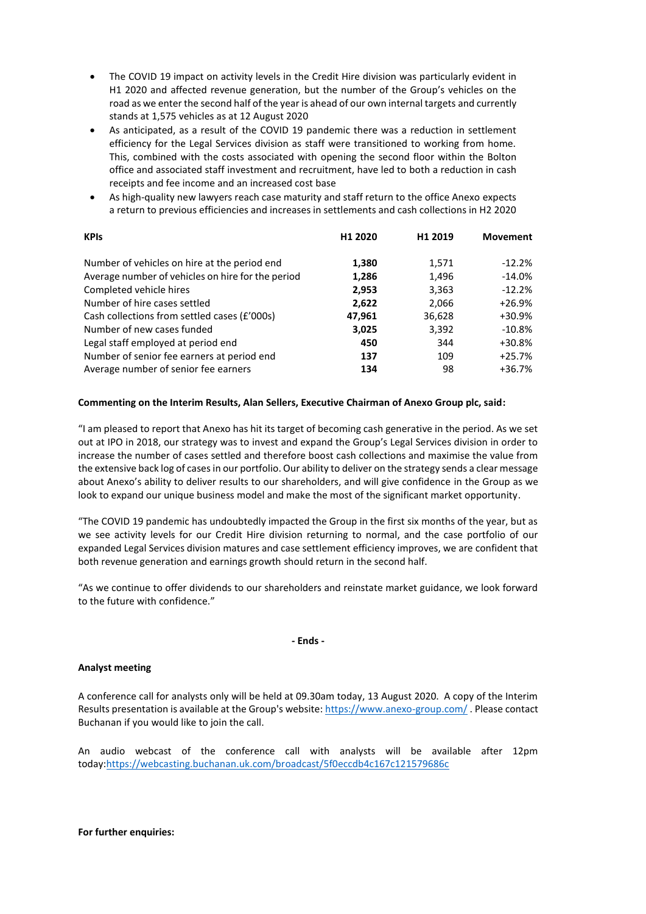- The COVID 19 impact on activity levels in the Credit Hire division was particularly evident in H1 2020 and affected revenue generation, but the number of the Group's vehicles on the road as we enter the second half of the year is ahead of our own internal targets and currently stands at 1,575 vehicles as at 12 August 2020
- As anticipated, as a result of the COVID 19 pandemic there was a reduction in settlement efficiency for the Legal Services division as staff were transitioned to working from home. This, combined with the costs associated with opening the second floor within the Bolton office and associated staff investment and recruitment, have led to both a reduction in cash receipts and fee income and an increased cost base
- As high-quality new lawyers reach case maturity and staff return to the office Anexo expects a return to previous efficiencies and increases in settlements and cash collections in H2 2020

| KPIs | H1 2020 | H1 2019 | Movement |
|---|---|---|---|
| Number of vehicles on hire at the period end | **1,380** | 1,571 | -12.2% |
| Average number of vehicles on hire for the period | **1,286** | 1,496 | -14.0% |
| Completed vehicle hires | **2,953** | 3,363 | -12.2% |
| Number of hire cases settled | **2,622** | 2,066 | +26.9% |
| Cash collections from settled cases (£'000s) | **47,961** | 36,628 | +30.9% |
| Number of new cases funded | **3,025** | 3,392 | -10.8% |
| Legal staff employed at period end | **450** | 344 | +30.8% |
| Number of senior fee earners at period end | **137** | 109 | +25.7% |
| Average number of senior fee earners | **134** | 98 | +36.7% |

**Commenting on the Interim Results, Alan Sellers, Executive Chairman of Anexo Group plc, said:**

"I am pleased to report that Anexo has hit its target of becoming cash generative in the period. As we set out at IPO in 2018, our strategy was to invest and expand the Group's Legal Services division in order to increase the number of cases settled and therefore boost cash collections and maximise the value from the extensive back log of cases in our portfolio. Our ability to deliver on the strategy sends a clear message about Anexo's ability to deliver results to our shareholders, and will give confidence in the Group as we look to expand our unique business model and make the most of the significant market opportunity.

"The COVID 19 pandemic has undoubtedly impacted the Group in the first six months of the year, but as we see activity levels for our Credit Hire division returning to normal, and the case portfolio of our expanded Legal Services division matures and case settlement efficiency improves, we are confident that both revenue generation and earnings growth should return in the second half.

"As we continue to offer dividends to our shareholders and reinstate market guidance, we look forward to the future with confidence."

**- Ends -**

**Analyst meeting**

A conference call for analysts only will be held at 09.30am today, 13 August 2020. A copy of the Interim Results presentation is available at the Group's website: https://www.anexo-group.com/ . Please contact Buchanan if you would like to join the call.

An audio webcast of the conference call with analysts will be available after 12pm today:https://webcasting.buchanan.uk.com/broadcast/5f0eccdb4c167c121579686c

**For further enquiries:**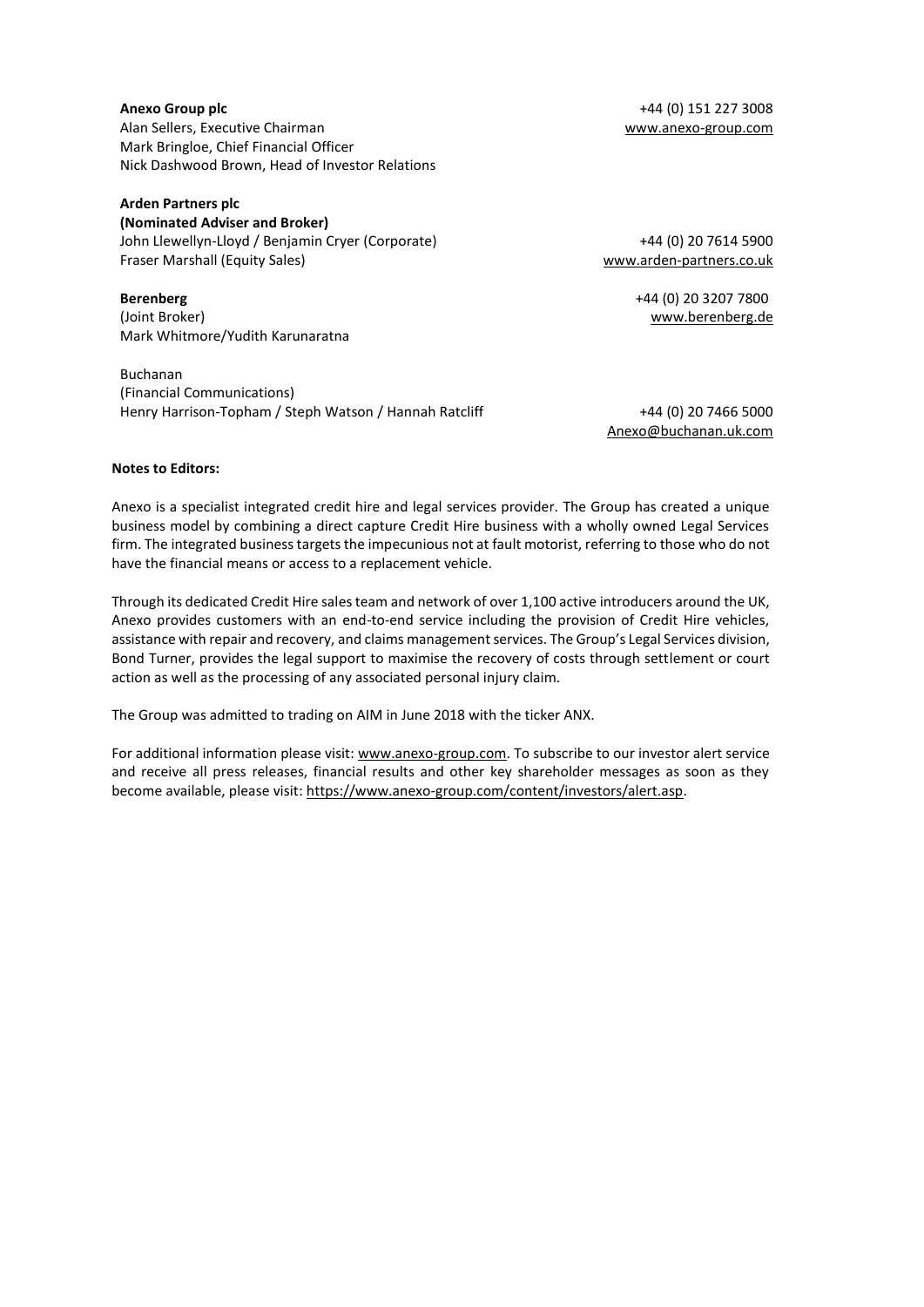**Anexo Group plc** +44 (0) 151 227 3008
Alan Sellers, Executive Chairman www.anexo-group.com
Mark Bringloe, Chief Financial Officer
Nick Dashwood Brown, Head of Investor Relations

**Arden Partners plc**
**(Nominated Adviser and Broker)**
John Llewellyn-Lloyd / Benjamin Cryer (Corporate) +44 (0) 20 7614 5900
Fraser Marshall (Equity Sales) www.arden-partners.co.uk

**Berenberg** +44 (0) 20 3207 7800
(Joint Broker) www.berenberg.de
Mark Whitmore/Yudith Karunaratna

Buchanan
(Financial Communications)
Henry Harrison-Topham / Steph Watson / Hannah Ratcliff +44 (0) 20 7466 5000
Anexo@buchanan.uk.com

**Notes to Editors:**

Anexo is a specialist integrated credit hire and legal services provider. The Group has created a unique business model by combining a direct capture Credit Hire business with a wholly owned Legal Services firm. The integrated business targets the impecunious not at fault motorist, referring to those who do not have the financial means or access to a replacement vehicle.

Through its dedicated Credit Hire sales team and network of over 1,100 active introducers around the UK, Anexo provides customers with an end-to-end service including the provision of Credit Hire vehicles, assistance with repair and recovery, and claims management services. The Group's Legal Services division, Bond Turner, provides the legal support to maximise the recovery of costs through settlement or court action as well as the processing of any associated personal injury claim.

The Group was admitted to trading on AIM in June 2018 with the ticker ANX.

For additional information please visit: www.anexo-group.com. To subscribe to our investor alert service and receive all press releases, financial results and other key shareholder messages as soon as they become available, please visit: https://www.anexo-group.com/content/investors/alert.asp.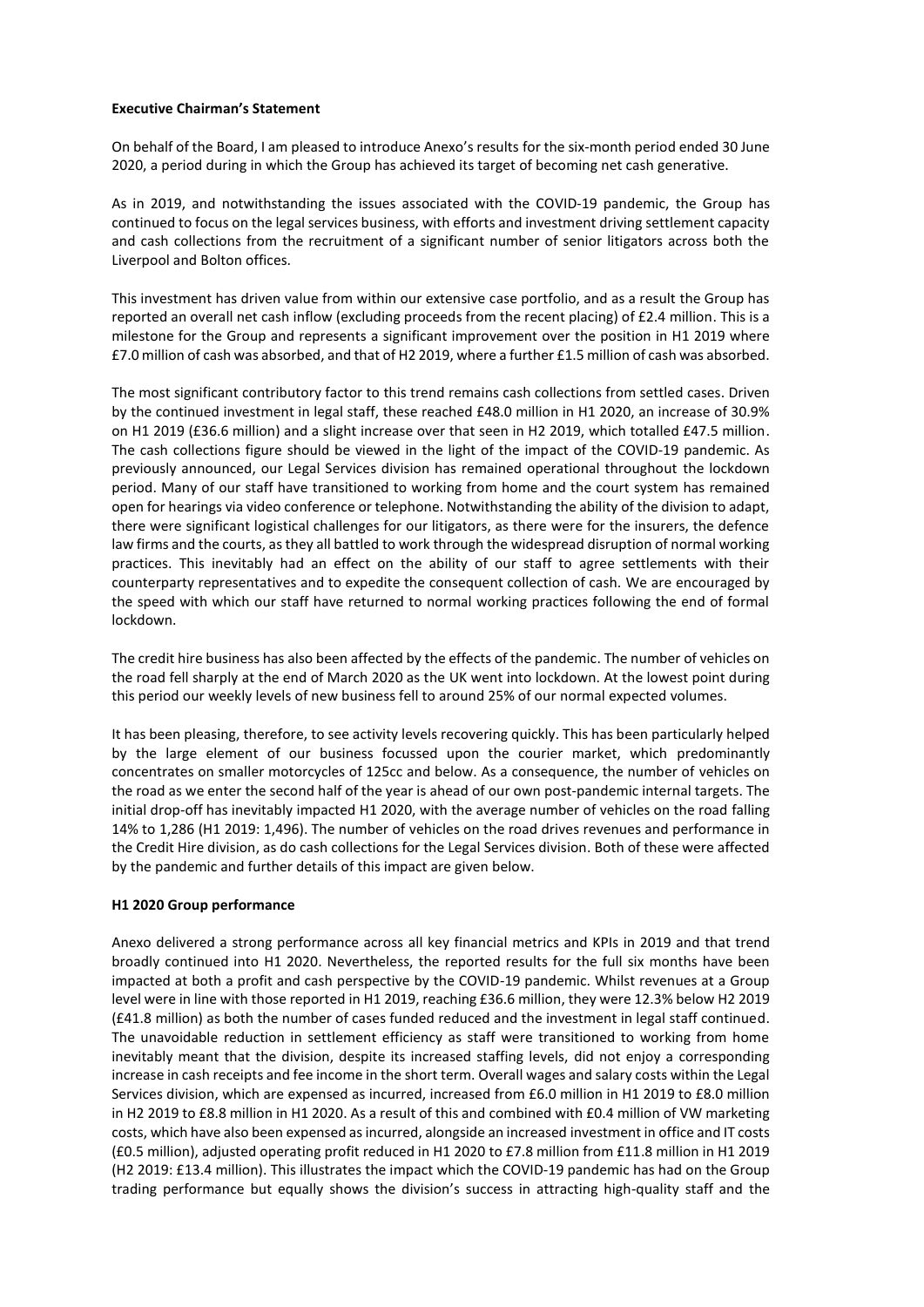**Executive Chairman's Statement**

On behalf of the Board, I am pleased to introduce Anexo's results for the six-month period ended 30 June 2020, a period during in which the Group has achieved its target of becoming net cash generative.

As in 2019, and notwithstanding the issues associated with the COVID-19 pandemic, the Group has continued to focus on the legal services business, with efforts and investment driving settlement capacity and cash collections from the recruitment of a significant number of senior litigators across both the Liverpool and Bolton offices.

This investment has driven value from within our extensive case portfolio, and as a result the Group has reported an overall net cash inflow (excluding proceeds from the recent placing) of £2.4 million. This is a milestone for the Group and represents a significant improvement over the position in H1 2019 where £7.0 million of cash was absorbed, and that of H2 2019, where a further £1.5 million of cash was absorbed.

The most significant contributory factor to this trend remains cash collections from settled cases. Driven by the continued investment in legal staff, these reached £48.0 million in H1 2020, an increase of 30.9% on H1 2019 (£36.6 million) and a slight increase over that seen in H2 2019, which totalled £47.5 million. The cash collections figure should be viewed in the light of the impact of the COVID-19 pandemic. As previously announced, our Legal Services division has remained operational throughout the lockdown period. Many of our staff have transitioned to working from home and the court system has remained open for hearings via video conference or telephone. Notwithstanding the ability of the division to adapt, there were significant logistical challenges for our litigators, as there were for the insurers, the defence law firms and the courts, as they all battled to work through the widespread disruption of normal working practices. This inevitably had an effect on the ability of our staff to agree settlements with their counterparty representatives and to expedite the consequent collection of cash. We are encouraged by the speed with which our staff have returned to normal working practices following the end of formal lockdown.

The credit hire business has also been affected by the effects of the pandemic. The number of vehicles on the road fell sharply at the end of March 2020 as the UK went into lockdown. At the lowest point during this period our weekly levels of new business fell to around 25% of our normal expected volumes.

It has been pleasing, therefore, to see activity levels recovering quickly. This has been particularly helped by the large element of our business focussed upon the courier market, which predominantly concentrates on smaller motorcycles of 125cc and below. As a consequence, the number of vehicles on the road as we enter the second half of the year is ahead of our own post-pandemic internal targets. The initial drop-off has inevitably impacted H1 2020, with the average number of vehicles on the road falling 14% to 1,286 (H1 2019: 1,496). The number of vehicles on the road drives revenues and performance in the Credit Hire division, as do cash collections for the Legal Services division. Both of these were affected by the pandemic and further details of this impact are given below.

**H1 2020 Group performance**

Anexo delivered a strong performance across all key financial metrics and KPIs in 2019 and that trend broadly continued into H1 2020. Nevertheless, the reported results for the full six months have been impacted at both a profit and cash perspective by the COVID-19 pandemic. Whilst revenues at a Group level were in line with those reported in H1 2019, reaching £36.6 million, they were 12.3% below H2 2019 (£41.8 million) as both the number of cases funded reduced and the investment in legal staff continued. The unavoidable reduction in settlement efficiency as staff were transitioned to working from home inevitably meant that the division, despite its increased staffing levels, did not enjoy a corresponding increase in cash receipts and fee income in the short term. Overall wages and salary costs within the Legal Services division, which are expensed as incurred, increased from £6.0 million in H1 2019 to £8.0 million in H2 2019 to £8.8 million in H1 2020. As a result of this and combined with £0.4 million of VW marketing costs, which have also been expensed as incurred, alongside an increased investment in office and IT costs (£0.5 million), adjusted operating profit reduced in H1 2020 to £7.8 million from £11.8 million in H1 2019 (H2 2019: £13.4 million). This illustrates the impact which the COVID-19 pandemic has had on the Group trading performance but equally shows the division's success in attracting high-quality staff and the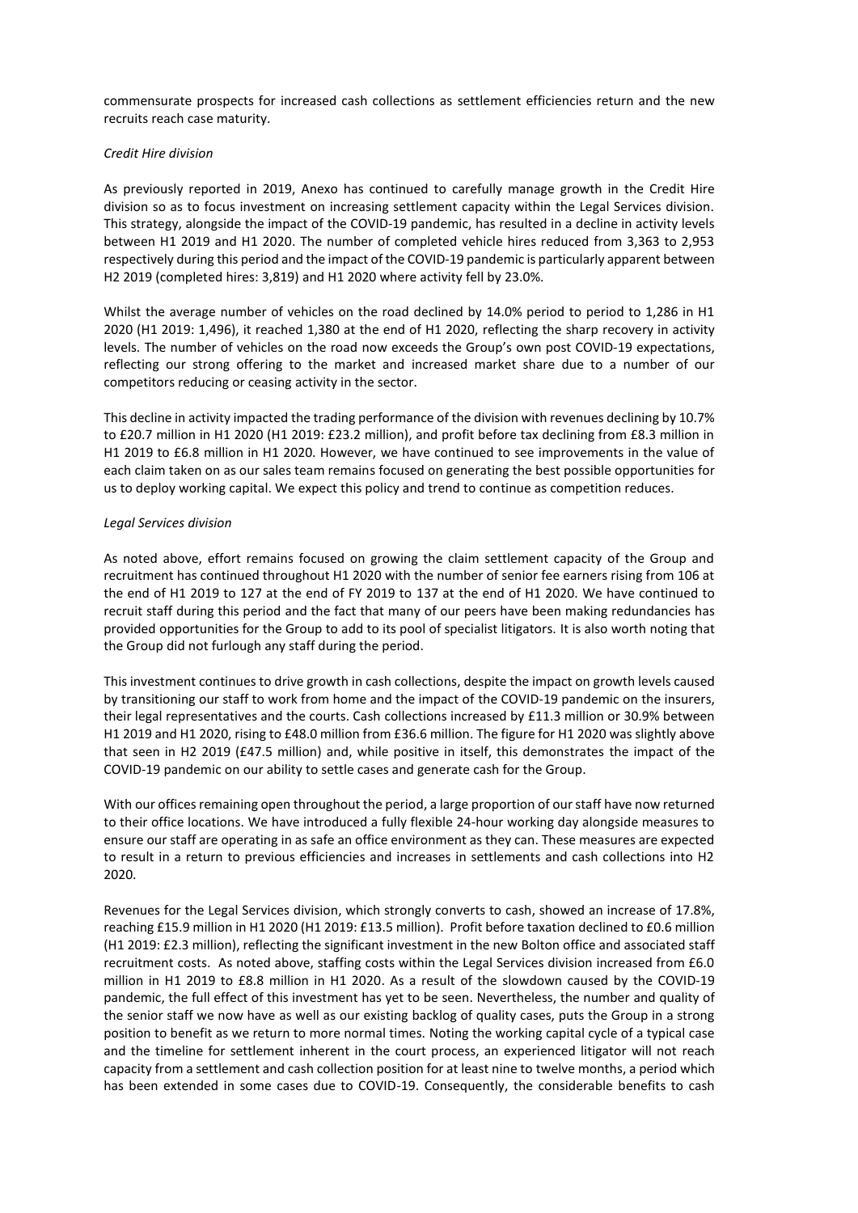commensurate prospects for increased cash collections as settlement efficiencies return and the new recruits reach case maturity.

*Credit Hire division*

As previously reported in 2019, Anexo has continued to carefully manage growth in the Credit Hire division so as to focus investment on increasing settlement capacity within the Legal Services division. This strategy, alongside the impact of the COVID-19 pandemic, has resulted in a decline in activity levels between H1 2019 and H1 2020. The number of completed vehicle hires reduced from 3,363 to 2,953 respectively during this period and the impact of the COVID-19 pandemic is particularly apparent between H2 2019 (completed hires: 3,819) and H1 2020 where activity fell by 23.0%.

Whilst the average number of vehicles on the road declined by 14.0% period to period to 1,286 in H1 2020 (H1 2019: 1,496), it reached 1,380 at the end of H1 2020, reflecting the sharp recovery in activity levels. The number of vehicles on the road now exceeds the Group's own post COVID-19 expectations, reflecting our strong offering to the market and increased market share due to a number of our competitors reducing or ceasing activity in the sector.

This decline in activity impacted the trading performance of the division with revenues declining by 10.7% to £20.7 million in H1 2020 (H1 2019: £23.2 million), and profit before tax declining from £8.3 million in H1 2019 to £6.8 million in H1 2020. However, we have continued to see improvements in the value of each claim taken on as our sales team remains focused on generating the best possible opportunities for us to deploy working capital. We expect this policy and trend to continue as competition reduces.

*Legal Services division*

As noted above, effort remains focused on growing the claim settlement capacity of the Group and recruitment has continued throughout H1 2020 with the number of senior fee earners rising from 106 at the end of H1 2019 to 127 at the end of FY 2019 to 137 at the end of H1 2020. We have continued to recruit staff during this period and the fact that many of our peers have been making redundancies has provided opportunities for the Group to add to its pool of specialist litigators. It is also worth noting that the Group did not furlough any staff during the period.

This investment continues to drive growth in cash collections, despite the impact on growth levels caused by transitioning our staff to work from home and the impact of the COVID-19 pandemic on the insurers, their legal representatives and the courts. Cash collections increased by £11.3 million or 30.9% between H1 2019 and H1 2020, rising to £48.0 million from £36.6 million. The figure for H1 2020 was slightly above that seen in H2 2019 (£47.5 million) and, while positive in itself, this demonstrates the impact of the COVID-19 pandemic on our ability to settle cases and generate cash for the Group.

With our offices remaining open throughout the period, a large proportion of our staff have now returned to their office locations. We have introduced a fully flexible 24-hour working day alongside measures to ensure our staff are operating in as safe an office environment as they can. These measures are expected to result in a return to previous efficiencies and increases in settlements and cash collections into H2 2020.

Revenues for the Legal Services division, which strongly converts to cash, showed an increase of 17.8%, reaching £15.9 million in H1 2020 (H1 2019: £13.5 million). Profit before taxation declined to £0.6 million (H1 2019: £2.3 million), reflecting the significant investment in the new Bolton office and associated staff recruitment costs. As noted above, staffing costs within the Legal Services division increased from £6.0 million in H1 2019 to £8.8 million in H1 2020. As a result of the slowdown caused by the COVID-19 pandemic, the full effect of this investment has yet to be seen. Nevertheless, the number and quality of the senior staff we now have as well as our existing backlog of quality cases, puts the Group in a strong position to benefit as we return to more normal times. Noting the working capital cycle of a typical case and the timeline for settlement inherent in the court process, an experienced litigator will not reach capacity from a settlement and cash collection position for at least nine to twelve months, a period which has been extended in some cases due to COVID-19. Consequently, the considerable benefits to cash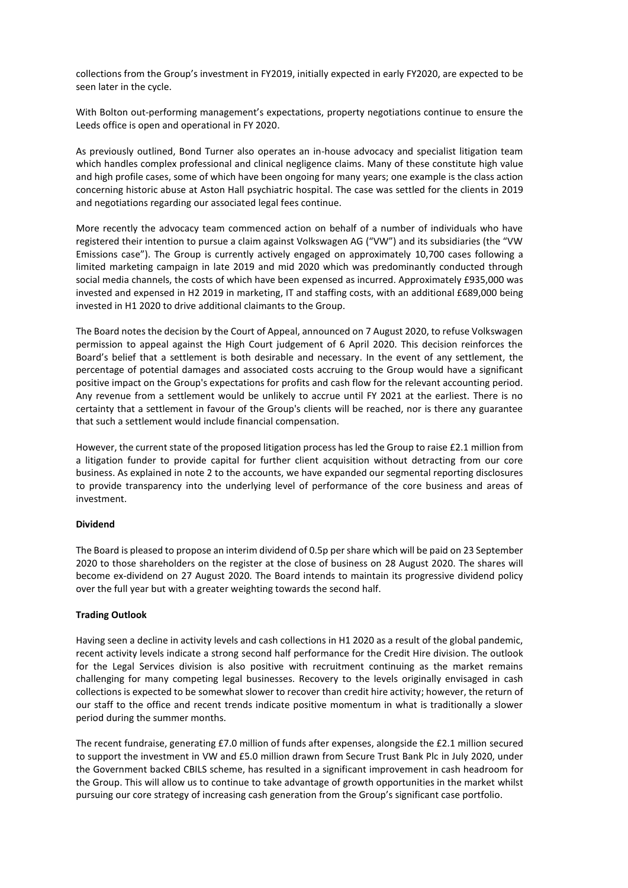collections from the Group's investment in FY2019, initially expected in early FY2020, are expected to be seen later in the cycle.

With Bolton out-performing management's expectations, property negotiations continue to ensure the Leeds office is open and operational in FY 2020.

As previously outlined, Bond Turner also operates an in-house advocacy and specialist litigation team which handles complex professional and clinical negligence claims. Many of these constitute high value and high profile cases, some of which have been ongoing for many years; one example is the class action concerning historic abuse at Aston Hall psychiatric hospital. The case was settled for the clients in 2019 and negotiations regarding our associated legal fees continue.

More recently the advocacy team commenced action on behalf of a number of individuals who have registered their intention to pursue a claim against Volkswagen AG ("VW") and its subsidiaries (the "VW Emissions case"). The Group is currently actively engaged on approximately 10,700 cases following a limited marketing campaign in late 2019 and mid 2020 which was predominantly conducted through social media channels, the costs of which have been expensed as incurred. Approximately £935,000 was invested and expensed in H2 2019 in marketing, IT and staffing costs, with an additional £689,000 being invested in H1 2020 to drive additional claimants to the Group.

The Board notes the decision by the Court of Appeal, announced on 7 August 2020, to refuse Volkswagen permission to appeal against the High Court judgement of 6 April 2020. This decision reinforces the Board's belief that a settlement is both desirable and necessary. In the event of any settlement, the percentage of potential damages and associated costs accruing to the Group would have a significant positive impact on the Group's expectations for profits and cash flow for the relevant accounting period. Any revenue from a settlement would be unlikely to accrue until FY 2021 at the earliest. There is no certainty that a settlement in favour of the Group's clients will be reached, nor is there any guarantee that such a settlement would include financial compensation.

However, the current state of the proposed litigation process has led the Group to raise £2.1 million from a litigation funder to provide capital for further client acquisition without detracting from our core business. As explained in note 2 to the accounts, we have expanded our segmental reporting disclosures to provide transparency into the underlying level of performance of the core business and areas of investment.

**Dividend**

The Board is pleased to propose an interim dividend of 0.5p per share which will be paid on 23 September 2020 to those shareholders on the register at the close of business on 28 August 2020. The shares will become ex-dividend on 27 August 2020. The Board intends to maintain its progressive dividend policy over the full year but with a greater weighting towards the second half.

**Trading Outlook**

Having seen a decline in activity levels and cash collections in H1 2020 as a result of the global pandemic, recent activity levels indicate a strong second half performance for the Credit Hire division. The outlook for the Legal Services division is also positive with recruitment continuing as the market remains challenging for many competing legal businesses. Recovery to the levels originally envisaged in cash collections is expected to be somewhat slower to recover than credit hire activity; however, the return of our staff to the office and recent trends indicate positive momentum in what is traditionally a slower period during the summer months.

The recent fundraise, generating £7.0 million of funds after expenses, alongside the £2.1 million secured to support the investment in VW and £5.0 million drawn from Secure Trust Bank Plc in July 2020, under the Government backed CBILS scheme, has resulted in a significant improvement in cash headroom for the Group. This will allow us to continue to take advantage of growth opportunities in the market whilst pursuing our core strategy of increasing cash generation from the Group's significant case portfolio.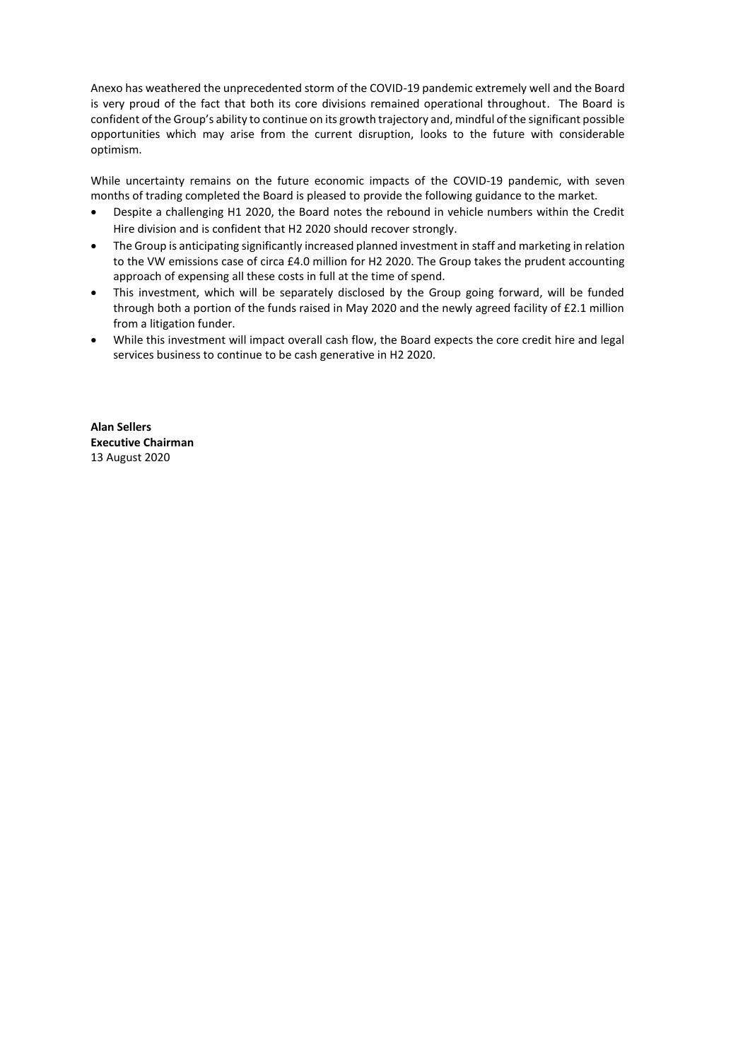Anexo has weathered the unprecedented storm of the COVID-19 pandemic extremely well and the Board is very proud of the fact that both its core divisions remained operational throughout. The Board is confident of the Group's ability to continue on its growth trajectory and, mindful of the significant possible opportunities which may arise from the current disruption, looks to the future with considerable optimism.

While uncertainty remains on the future economic impacts of the COVID-19 pandemic, with seven months of trading completed the Board is pleased to provide the following guidance to the market.

- Despite a challenging H1 2020, the Board notes the rebound in vehicle numbers within the Credit Hire division and is confident that H2 2020 should recover strongly.
- The Group is anticipating significantly increased planned investment in staff and marketing in relation to the VW emissions case of circa £4.0 million for H2 2020. The Group takes the prudent accounting approach of expensing all these costs in full at the time of spend.
- This investment, which will be separately disclosed by the Group going forward, will be funded through both a portion of the funds raised in May 2020 and the newly agreed facility of £2.1 million from a litigation funder.
- While this investment will impact overall cash flow, the Board expects the core credit hire and legal services business to continue to be cash generative in H2 2020.

**Alan Sellers**
**Executive Chairman**
13 August 2020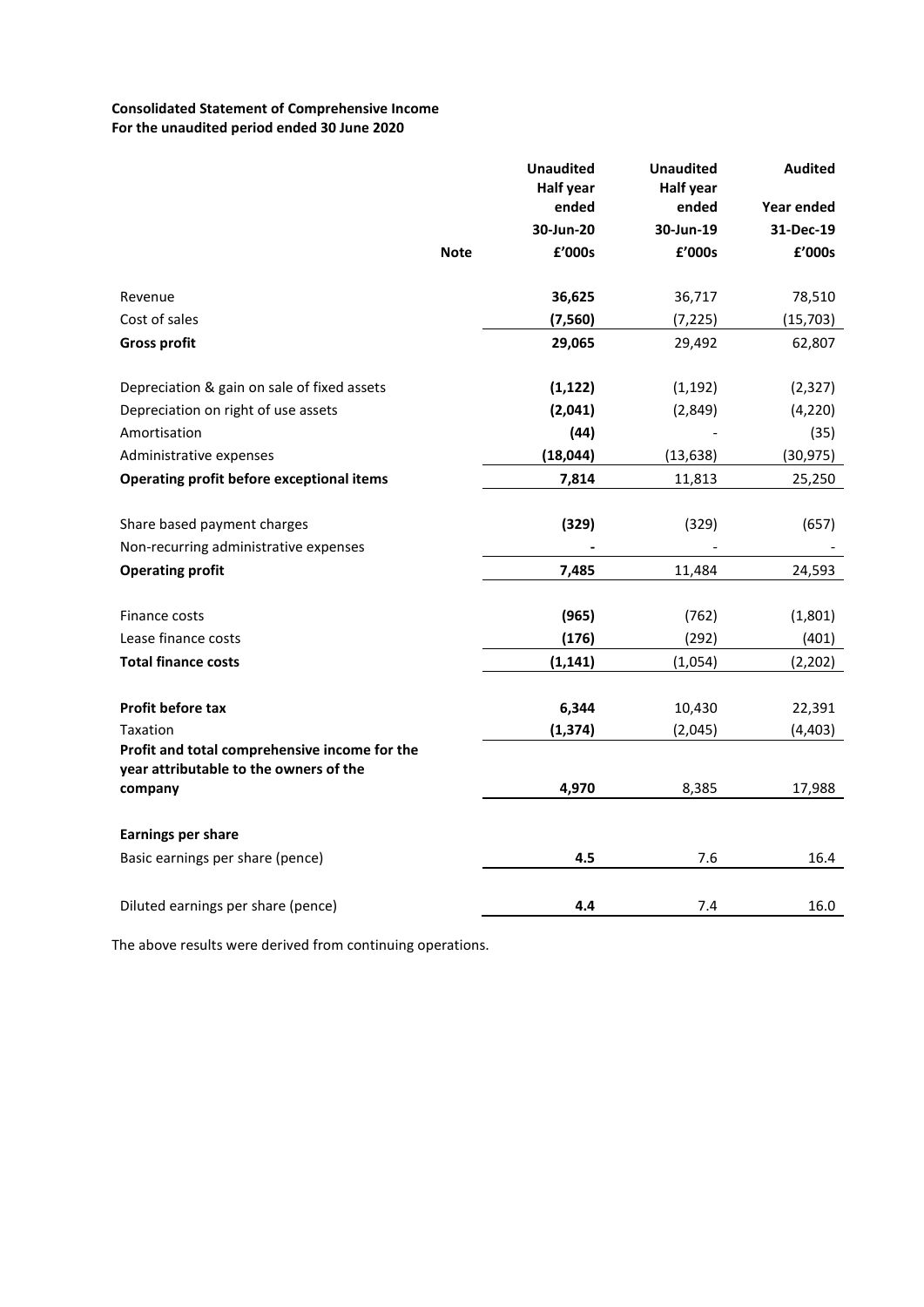**Consolidated Statement of Comprehensive Income**
**For the unaudited period ended 30 June 2020**

| | Note | Unaudited Half year ended 30-Jun-20 £'000s | Unaudited Half year ended 30-Jun-19 £'000s | Audited Year ended 31-Dec-19 £'000s |
|---|---|---|---|---|
| Revenue | | **36,625** | 36,717 | 78,510 |
| Cost of sales | | **(7,560)** | (7,225) | (15,703) |
| **Gross profit** | | **29,065** | 29,492 | 62,807 |
| | | | | |
| Depreciation & gain on sale of fixed assets | | **(1,122)** | (1,192) | (2,327) |
| Depreciation on right of use assets | | **(2,041)** | (2,849) | (4,220) |
| Amortisation | | **(44)** | - | (35) |
| Administrative expenses | | **(18,044)** | (13,638) | (30,975) |
| **Operating profit before exceptional items** | | **7,814** | 11,813 | 25,250 |
| | | | | |
| Share based payment charges | | **(329)** | (329) | (657) |
| Non-recurring administrative expenses | | **-** | - | - |
| **Operating profit** | | **7,485** | 11,484 | 24,593 |
| | | | | |
| Finance costs | | **(965)** | (762) | (1,801) |
| Lease finance costs | | **(176)** | (292) | (401) |
| **Total finance costs** | | **(1,141)** | (1,054) | (2,202) |
| | | | | |
| **Profit before tax** | | **6,344** | 10,430 | 22,391 |
| Taxation | | **(1,374)** | (2,045) | (4,403) |
| **Profit and total comprehensive income for the year attributable to the owners of the company** | | **4,970** | 8,385 | 17,988 |
| | | | | |
| **Earnings per share** | | | | |
| Basic earnings per share (pence) | | **4.5** | 7.6 | 16.4 |
| | | | | |
| Diluted earnings per share (pence) | | **4.4** | 7.4 | 16.0 |

The above results were derived from continuing operations.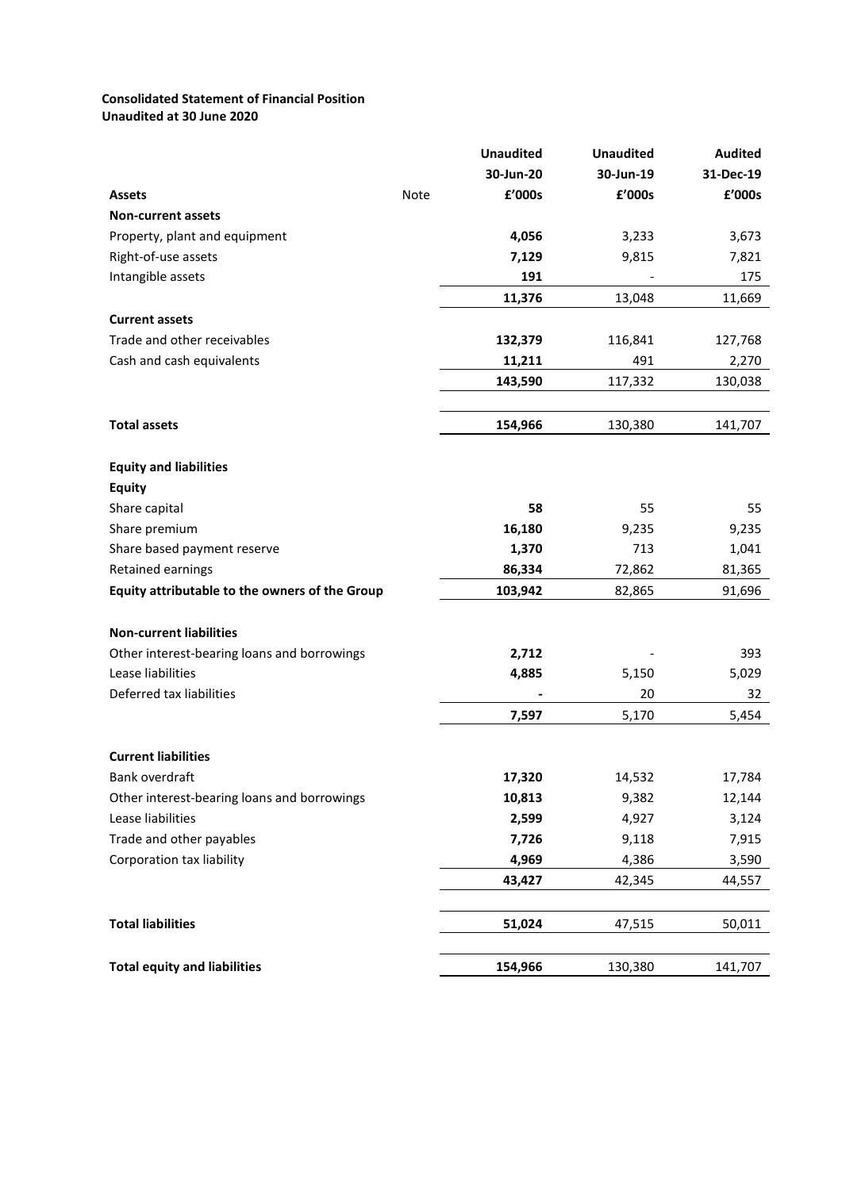**Consolidated Statement of Financial Position**
**Unaudited at 30 June 2020**

| | Note | Unaudited 30-Jun-20 £'000s | Unaudited 30-Jun-19 £'000s | Audited 31-Dec-19 £'000s |
|---|---|---|---|---|
| **Assets** | | | | |
| **Non-current assets** | | | | |
| Property, plant and equipment | | **4,056** | 3,233 | 3,673 |
| Right-of-use assets | | **7,129** | 9,815 | 7,821 |
| Intangible assets | | **191** | - | 175 |
| | | **11,376** | 13,048 | 11,669 |
| **Current assets** | | | | |
| Trade and other receivables | | **132,379** | 116,841 | 127,768 |
| Cash and cash equivalents | | **11,211** | 491 | 2,270 |
| | | **143,590** | 117,332 | 130,038 |
| **Total assets** | | **154,966** | 130,380 | 141,707 |
| **Equity and liabilities** | | | | |
| **Equity** | | | | |
| Share capital | | **58** | 55 | 55 |
| Share premium | | **16,180** | 9,235 | 9,235 |
| Share based payment reserve | | **1,370** | 713 | 1,041 |
| Retained earnings | | **86,334** | 72,862 | 81,365 |
| **Equity attributable to the owners of the Group** | | **103,942** | 82,865 | 91,696 |
| **Non-current liabilities** | | | | |
| Other interest-bearing loans and borrowings | | **2,712** | - | 393 |
| Lease liabilities | | **4,885** | 5,150 | 5,029 |
| Deferred tax liabilities | | **-** | 20 | 32 |
| | | **7,597** | 5,170 | 5,454 |
| **Current liabilities** | | | | |
| Bank overdraft | | **17,320** | 14,532 | 17,784 |
| Other interest-bearing loans and borrowings | | **10,813** | 9,382 | 12,144 |
| Lease liabilities | | **2,599** | 4,927 | 3,124 |
| Trade and other payables | | **7,726** | 9,118 | 7,915 |
| Corporation tax liability | | **4,969** | 4,386 | 3,590 |
| | | **43,427** | 42,345 | 44,557 |
| **Total liabilities** | | **51,024** | 47,515 | 50,011 |
| **Total equity and liabilities** | | **154,966** | 130,380 | 141,707 |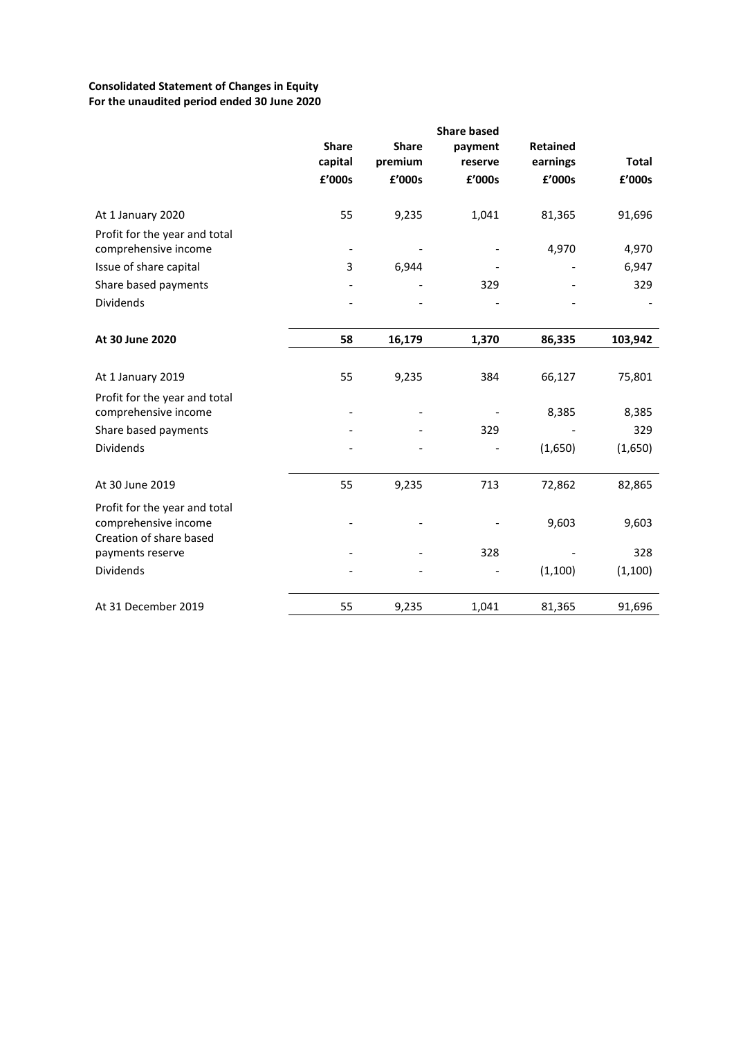**Consolidated Statement of Changes in Equity**
**For the unaudited period ended 30 June 2020**

| | Share capital £'000s | Share premium £'000s | Share based payment reserve £'000s | Retained earnings £'000s | Total £'000s |
|---|---|---|---|---|---|
| At 1 January 2020 | 55 | 9,235 | 1,041 | 81,365 | 91,696 |
| Profit for the year and total comprehensive income | - | - | - | 4,970 | 4,970 |
| Issue of share capital | 3 | 6,944 | - | - | 6,947 |
| Share based payments | - | - | 329 | - | 329 |
| Dividends | - | - | - | - | - |
| **At 30 June 2020** | **58** | **16,179** | **1,370** | **86,335** | **103,942** |
| At 1 January 2019 | 55 | 9,235 | 384 | 66,127 | 75,801 |
| Profit for the year and total comprehensive income | - | - | - | 8,385 | 8,385 |
| Share based payments | - | - | 329 | - | 329 |
| Dividends | - | - | - | (1,650) | (1,650) |
| At 30 June 2019 | 55 | 9,235 | 713 | 72,862 | 82,865 |
| Profit for the year and total comprehensive income | - | - | - | 9,603 | 9,603 |
| Creation of share based payments reserve | - | - | 328 | - | 328 |
| Dividends | - | - | - | (1,100) | (1,100) |
| At 31 December 2019 | 55 | 9,235 | 1,041 | 81,365 | 91,696 |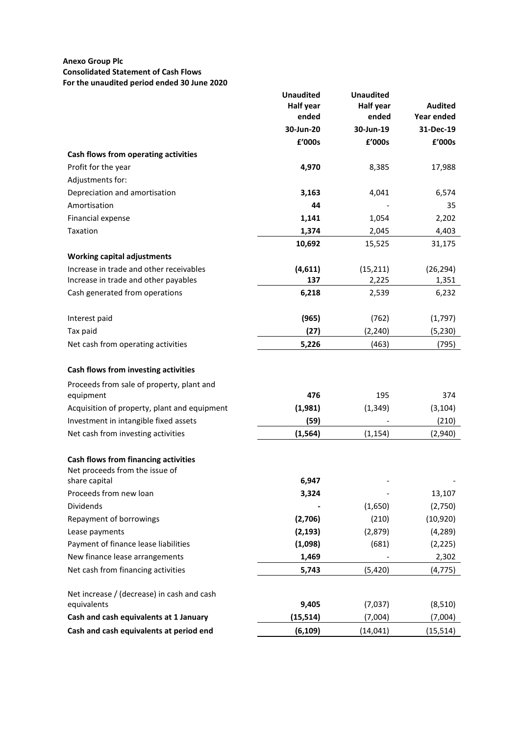**Anexo Group Plc**
**Consolidated Statement of Cash Flows**
**For the unaudited period ended 30 June 2020**

| | Unaudited Half year ended 30-Jun-20 £'000s | Unaudited Half year ended 30-Jun-19 £'000s | Audited Year ended 31-Dec-19 £'000s |
|---|---|---|---|
| **Cash flows from operating activities** | | | |
| Profit for the year | **4,970** | 8,385 | 17,988 |
| Adjustments for: | | | |
| Depreciation and amortisation | **3,163** | 4,041 | 6,574 |
| Amortisation | **44** | - | 35 |
| Financial expense | **1,141** | 1,054 | 2,202 |
| Taxation | **1,374** | 2,045 | 4,403 |
| | **10,692** | 15,525 | 31,175 |
| **Working capital adjustments** | | | |
| Increase in trade and other receivables | **(4,611)** | (15,211) | (26,294) |
| Increase in trade and other payables | **137** | 2,225 | 1,351 |
| Cash generated from operations | **6,218** | 2,539 | 6,232 |
| | | | |
| Interest paid | **(965)** | (762) | (1,797) |
| Tax paid | **(27)** | (2,240) | (5,230) |
| Net cash from operating activities | **5,226** | (463) | (795) |
| | | | |
| **Cash flows from investing activities** | | | |
| Proceeds from sale of property, plant and equipment | **476** | 195 | 374 |
| Acquisition of property, plant and equipment | **(1,981)** | (1,349) | (3,104) |
| Investment in intangible fixed assets | **(59)** | - | (210) |
| Net cash from investing activities | **(1,564)** | (1,154) | (2,940) |
| | | | |
| **Cash flows from financing activities** | | | |
| Net proceeds from the issue of share capital | **6,947** | - | - |
| Proceeds from new loan | **3,324** | - | 13,107 |
| Dividends | **-** | (1,650) | (2,750) |
| Repayment of borrowings | **(2,706)** | (210) | (10,920) |
| Lease payments | **(2,193)** | (2,879) | (4,289) |
| Payment of finance lease liabilities | **(1,098)** | (681) | (2,225) |
| New finance lease arrangements | **1,469** | - | 2,302 |
| Net cash from financing activities | **5,743** | (5,420) | (4,775) |
| | | | |
| Net increase / (decrease) in cash and cash equivalents | **9,405** | (7,037) | (8,510) |
| **Cash and cash equivalents at 1 January** | **(15,514)** | (7,004) | (7,004) |
| **Cash and cash equivalents at period end** | **(6,109)** | (14,041) | (15,514) |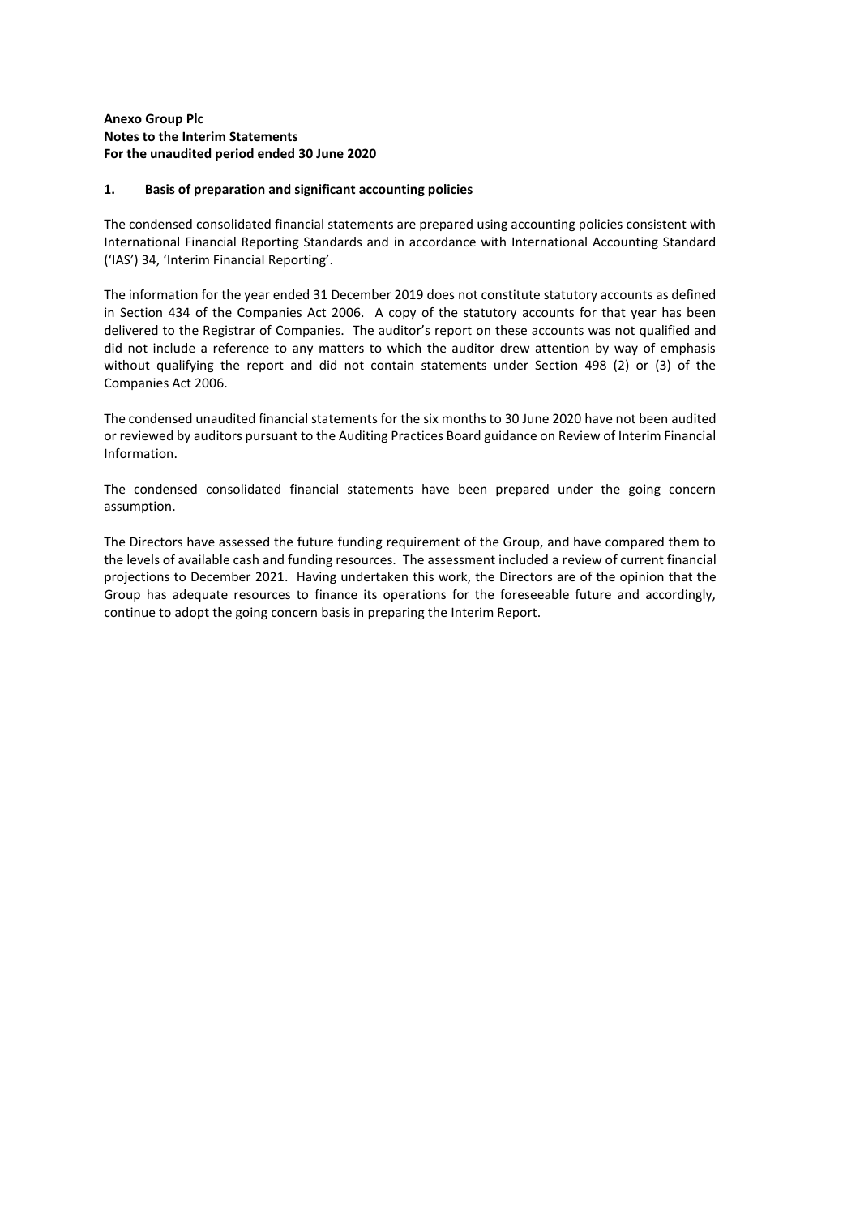**Anexo Group Plc**
**Notes to the Interim Statements**
**For the unaudited period ended 30 June 2020**

## 1. Basis of preparation and significant accounting policies

The condensed consolidated financial statements are prepared using accounting policies consistent with International Financial Reporting Standards and in accordance with International Accounting Standard ('IAS') 34, 'Interim Financial Reporting'.

The information for the year ended 31 December 2019 does not constitute statutory accounts as defined in Section 434 of the Companies Act 2006. A copy of the statutory accounts for that year has been delivered to the Registrar of Companies. The auditor's report on these accounts was not qualified and did not include a reference to any matters to which the auditor drew attention by way of emphasis without qualifying the report and did not contain statements under Section 498 (2) or (3) of the Companies Act 2006.

The condensed unaudited financial statements for the six months to 30 June 2020 have not been audited or reviewed by auditors pursuant to the Auditing Practices Board guidance on Review of Interim Financial Information.

The condensed consolidated financial statements have been prepared under the going concern assumption.

The Directors have assessed the future funding requirement of the Group, and have compared them to the levels of available cash and funding resources. The assessment included a review of current financial projections to December 2021. Having undertaken this work, the Directors are of the opinion that the Group has adequate resources to finance its operations for the foreseeable future and accordingly, continue to adopt the going concern basis in preparing the Interim Report.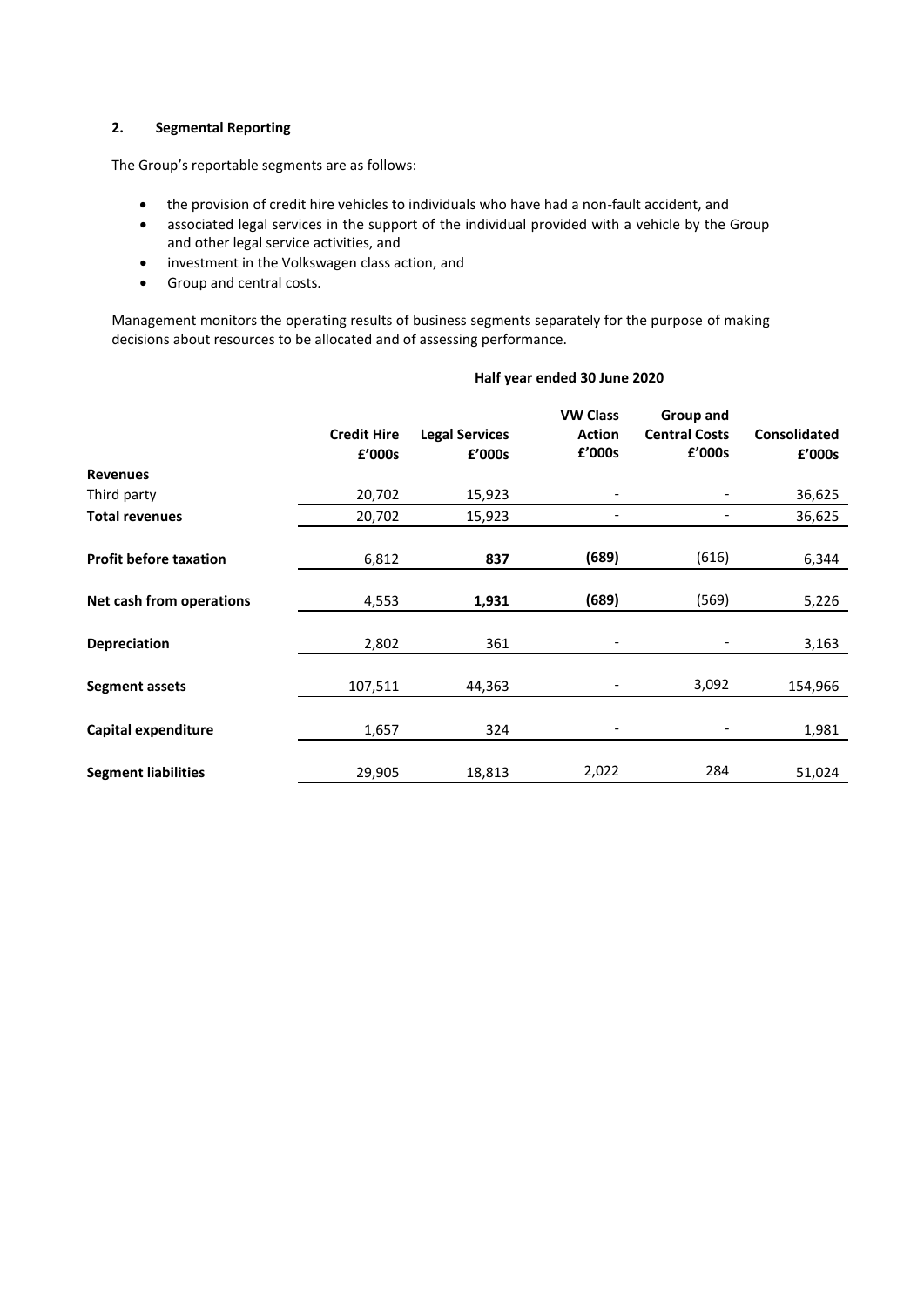## 2. Segmental Reporting

The Group's reportable segments are as follows:

- the provision of credit hire vehicles to individuals who have had a non-fault accident, and
- associated legal services in the support of the individual provided with a vehicle by the Group and other legal service activities, and
- investment in the Volkswagen class action, and
- Group and central costs.

Management monitors the operating results of business segments separately for the purpose of making decisions about resources to be allocated and of assessing performance.

| | Half year ended 30 June 2020 | | | | |
|---|---|---|---|---|---|
| | **Credit Hire £'000s** | **Legal Services £'000s** | **VW Class Action £'000s** | **Group and Central Costs £'000s** | **Consolidated £'000s** |
| **Revenues** | | | | | |
| Third party | 20,702 | 15,923 | - | - | 36,625 |
| **Total revenues** | 20,702 | 15,923 | - | - | 36,625 |
| **Profit before taxation** | 6,812 | **837** | **(689)** | (616) | 6,344 |
| **Net cash from operations** | 4,553 | **1,931** | **(689)** | (569) | 5,226 |
| **Depreciation** | 2,802 | 361 | - | - | 3,163 |
| **Segment assets** | 107,511 | 44,363 | - | 3,092 | 154,966 |
| **Capital expenditure** | 1,657 | 324 | - | - | 1,981 |
| **Segment liabilities** | 29,905 | 18,813 | 2,022 | 284 | 51,024 |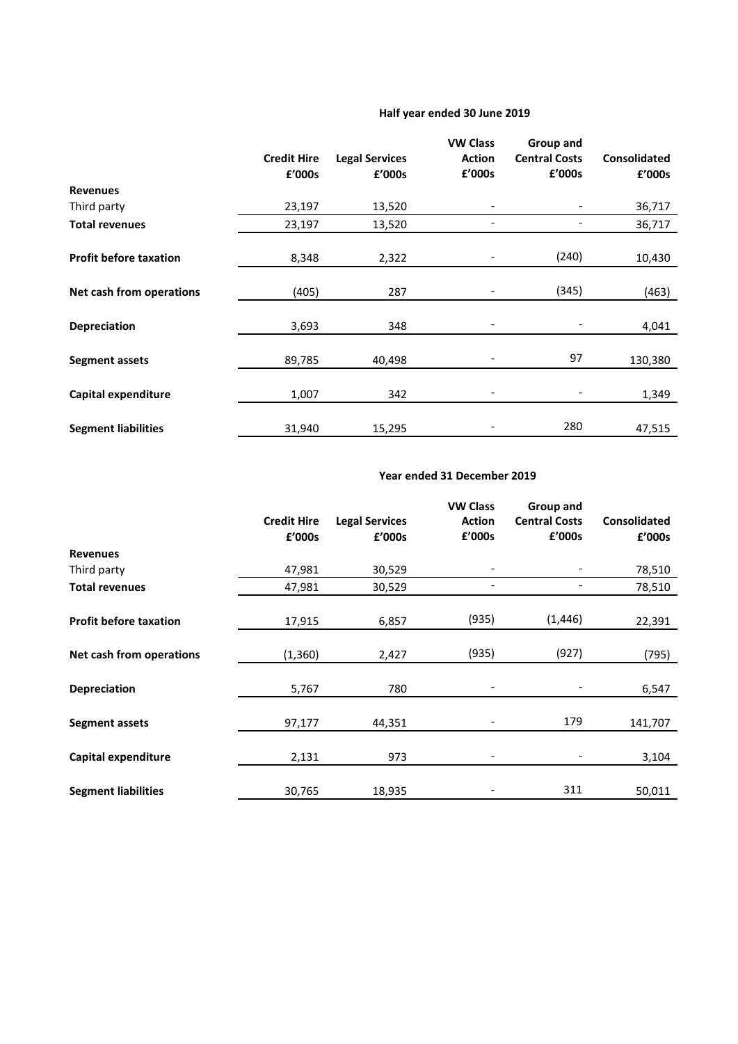### Half year ended 30 June 2019

| | Credit Hire £'000s | Legal Services £'000s | VW Class Action £'000s | Group and Central Costs £'000s | Consolidated £'000s |
|---|---|---|---|---|---|
| **Revenues** | | | | | |
| Third party | 23,197 | 13,520 | - | - | 36,717 |
| **Total revenues** | 23,197 | 13,520 | - | - | 36,717 |
| **Profit before taxation** | 8,348 | 2,322 | - | (240) | 10,430 |
| **Net cash from operations** | (405) | 287 | - | (345) | (463) |
| **Depreciation** | 3,693 | 348 | - | - | 4,041 |
| **Segment assets** | 89,785 | 40,498 | - | 97 | 130,380 |
| **Capital expenditure** | 1,007 | 342 | - | - | 1,349 |
| **Segment liabilities** | 31,940 | 15,295 | - | 280 | 47,515 |

### Year ended 31 December 2019

| | Credit Hire £'000s | Legal Services £'000s | VW Class Action £'000s | Group and Central Costs £'000s | Consolidated £'000s |
|---|---|---|---|---|---|
| **Revenues** | | | | | |
| Third party | 47,981 | 30,529 | - | - | 78,510 |
| **Total revenues** | 47,981 | 30,529 | - | - | 78,510 |
| **Profit before taxation** | 17,915 | 6,857 | (935) | (1,446) | 22,391 |
| **Net cash from operations** | (1,360) | 2,427 | (935) | (927) | (795) |
| **Depreciation** | 5,767 | 780 | - | - | 6,547 |
| **Segment assets** | 97,177 | 44,351 | - | 179 | 141,707 |
| **Capital expenditure** | 2,131 | 973 | - | - | 3,104 |
| **Segment liabilities** | 30,765 | 18,935 | - | 311 | 50,011 |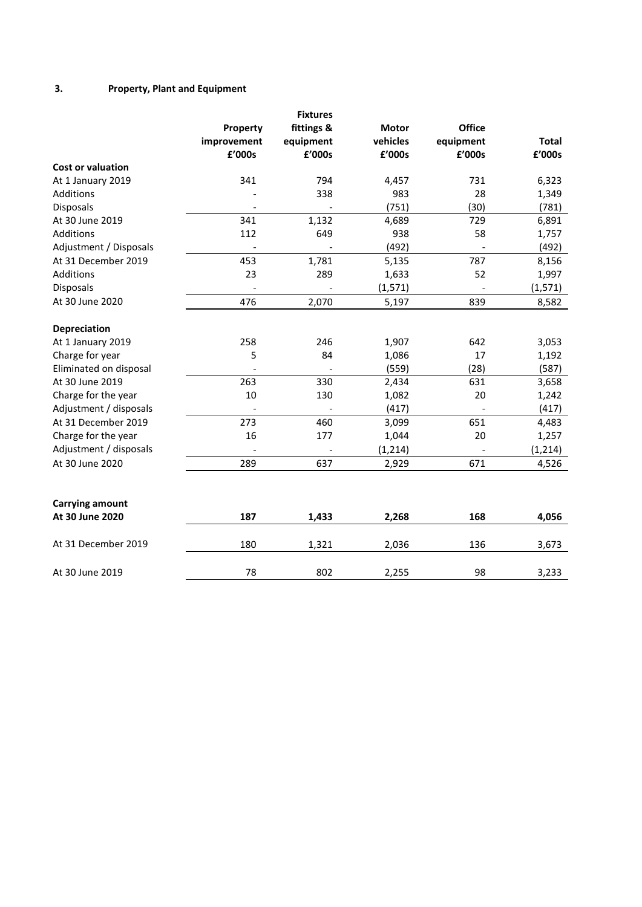### 3. Property, Plant and Equipment

| | Property improvement £'000s | Fixtures fittings & equipment £'000s | Motor vehicles £'000s | Office equipment £'000s | Total £'000s |
|---|---|---|---|---|---|
| **Cost or valuation** | | | | | |
| At 1 January 2019 | 341 | 794 | 4,457 | 731 | 6,323 |
| Additions | - | 338 | 983 | 28 | 1,349 |
| Disposals | - | - | (751) | (30) | (781) |
| At 30 June 2019 | 341 | 1,132 | 4,689 | 729 | 6,891 |
| Additions | 112 | 649 | 938 | 58 | 1,757 |
| Adjustment / Disposals | - | - | (492) | - | (492) |
| At 31 December 2019 | 453 | 1,781 | 5,135 | 787 | 8,156 |
| Additions | 23 | 289 | 1,633 | 52 | 1,997 |
| Disposals | - | - | (1,571) | - | (1,571) |
| At 30 June 2020 | 476 | 2,070 | 5,197 | 839 | 8,582 |
| | | | | | |
| **Depreciation** | | | | | |
| At 1 January 2019 | 258 | 246 | 1,907 | 642 | 3,053 |
| Charge for year | 5 | 84 | 1,086 | 17 | 1,192 |
| Eliminated on disposal | - | - | (559) | (28) | (587) |
| At 30 June 2019 | 263 | 330 | 2,434 | 631 | 3,658 |
| Charge for the year | 10 | 130 | 1,082 | 20 | 1,242 |
| Adjustment / disposals | - | - | (417) | - | (417) |
| At 31 December 2019 | 273 | 460 | 3,099 | 651 | 4,483 |
| Charge for the year | 16 | 177 | 1,044 | 20 | 1,257 |
| Adjustment / disposals | - | - | (1,214) | - | (1,214) |
| At 30 June 2020 | 289 | 637 | 2,929 | 671 | 4,526 |
| | | | | | |
| **Carrying amount** | | | | | |
| **At 30 June 2020** | **187** | **1,433** | **2,268** | **168** | **4,056** |
| At 31 December 2019 | 180 | 1,321 | 2,036 | 136 | 3,673 |
| At 30 June 2019 | 78 | 802 | 2,255 | 98 | 3,233 |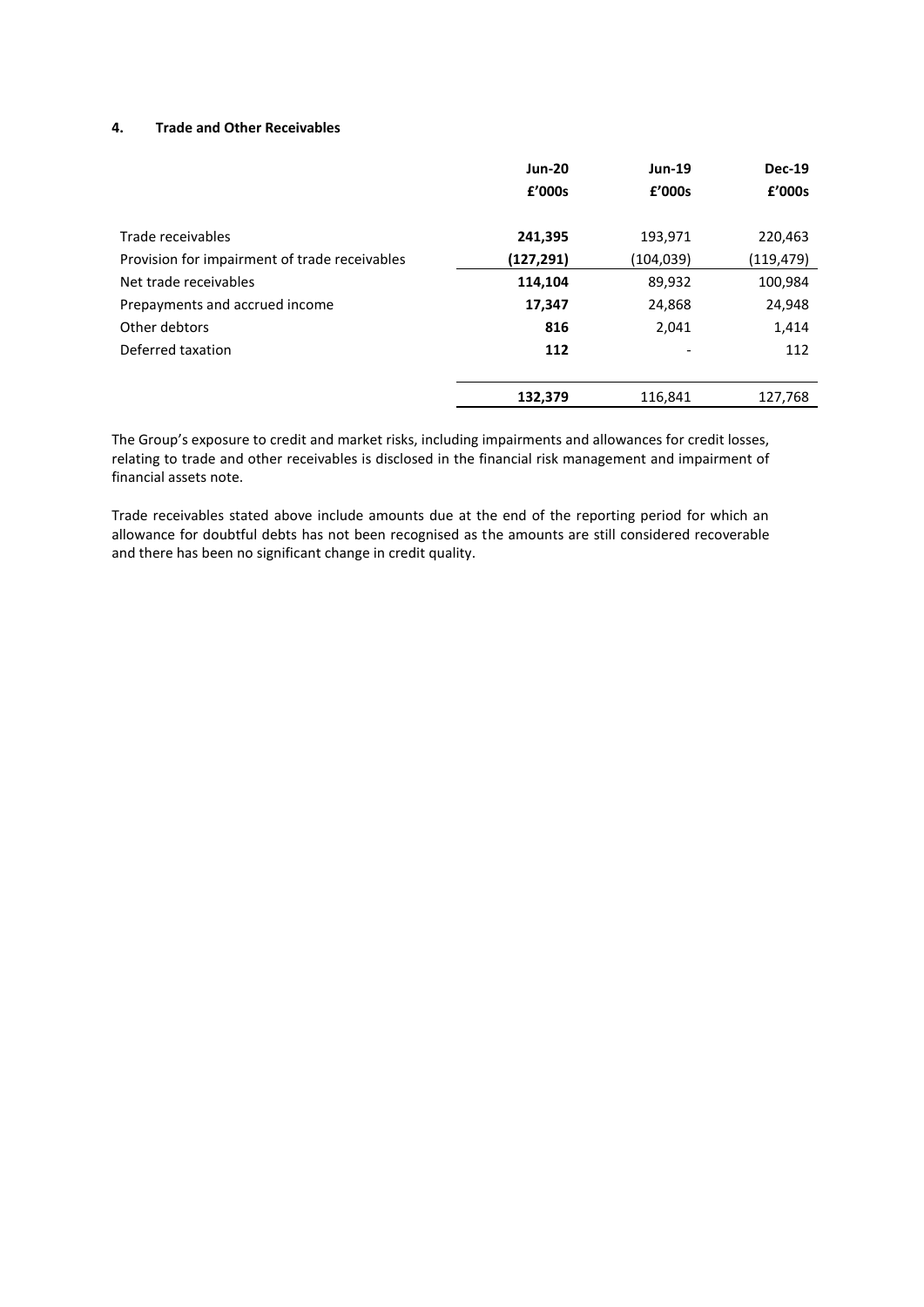#### 4. Trade and Other Receivables

| | Jun-20 | Jun-19 | Dec-19 |
|---|---|---|---|
| | £'000s | £'000s | £'000s |
| Trade receivables | **241,395** | 193,971 | 220,463 |
| Provision for impairment of trade receivables | **(127,291)** | (104,039) | (119,479) |
| Net trade receivables | **114,104** | 89,932 | 100,984 |
| Prepayments and accrued income | **17,347** | 24,868 | 24,948 |
| Other debtors | **816** | 2,041 | 1,414 |
| Deferred taxation | **112** | - | 112 |
| | **132,379** | 116,841 | 127,768 |

The Group's exposure to credit and market risks, including impairments and allowances for credit losses, relating to trade and other receivables is disclosed in the financial risk management and impairment of financial assets note.

Trade receivables stated above include amounts due at the end of the reporting period for which an allowance for doubtful debts has not been recognised as the amounts are still considered recoverable and there has been no significant change in credit quality.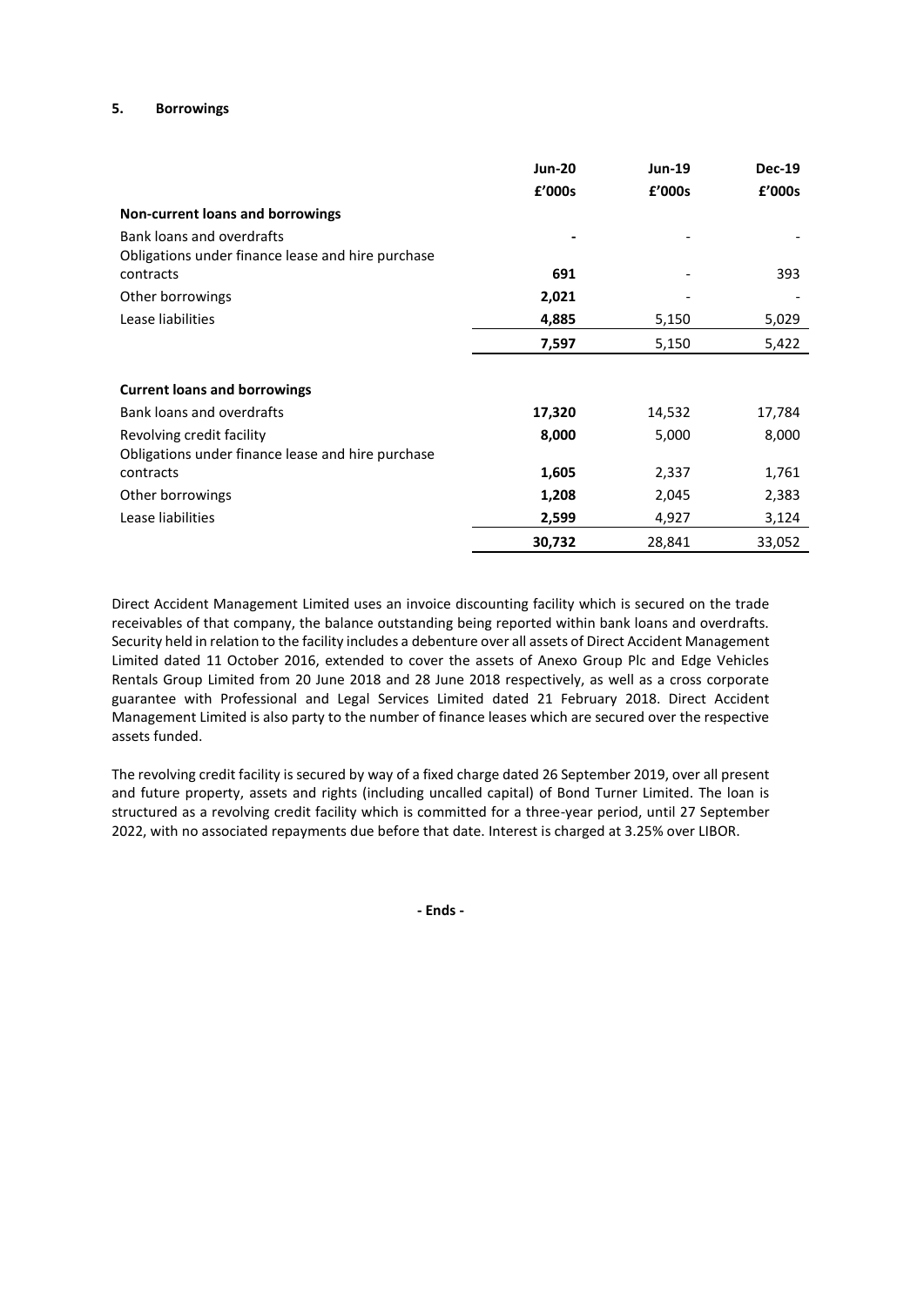## 5. Borrowings

| | Jun-20 | Jun-19 | Dec-19 |
|---|---|---|---|
| | £'000s | £'000s | £'000s |
| **Non-current loans and borrowings** | | | |
| Bank loans and overdrafts | - | - | - |
| Obligations under finance lease and hire purchase contracts | 691 | - | 393 |
| Other borrowings | 2,021 | - | - |
| Lease liabilities | 4,885 | 5,150 | 5,029 |
| | 7,597 | 5,150 | 5,422 |
| **Current loans and borrowings** | | | |
| Bank loans and overdrafts | 17,320 | 14,532 | 17,784 |
| Revolving credit facility | 8,000 | 5,000 | 8,000 |
| Obligations under finance lease and hire purchase contracts | 1,605 | 2,337 | 1,761 |
| Other borrowings | 1,208 | 2,045 | 2,383 |
| Lease liabilities | 2,599 | 4,927 | 3,124 |
| | 30,732 | 28,841 | 33,052 |

Direct Accident Management Limited uses an invoice discounting facility which is secured on the trade receivables of that company, the balance outstanding being reported within bank loans and overdrafts. Security held in relation to the facility includes a debenture over all assets of Direct Accident Management Limited dated 11 October 2016, extended to cover the assets of Anexo Group Plc and Edge Vehicles Rentals Group Limited from 20 June 2018 and 28 June 2018 respectively, as well as a cross corporate guarantee with Professional and Legal Services Limited dated 21 February 2018. Direct Accident Management Limited is also party to the number of finance leases which are secured over the respective assets funded.

The revolving credit facility is secured by way of a fixed charge dated 26 September 2019, over all present and future property, assets and rights (including uncalled capital) of Bond Turner Limited. The loan is structured as a revolving credit facility which is committed for a three-year period, until 27 September 2022, with no associated repayments due before that date. Interest is charged at 3.25% over LIBOR.

**- Ends -**